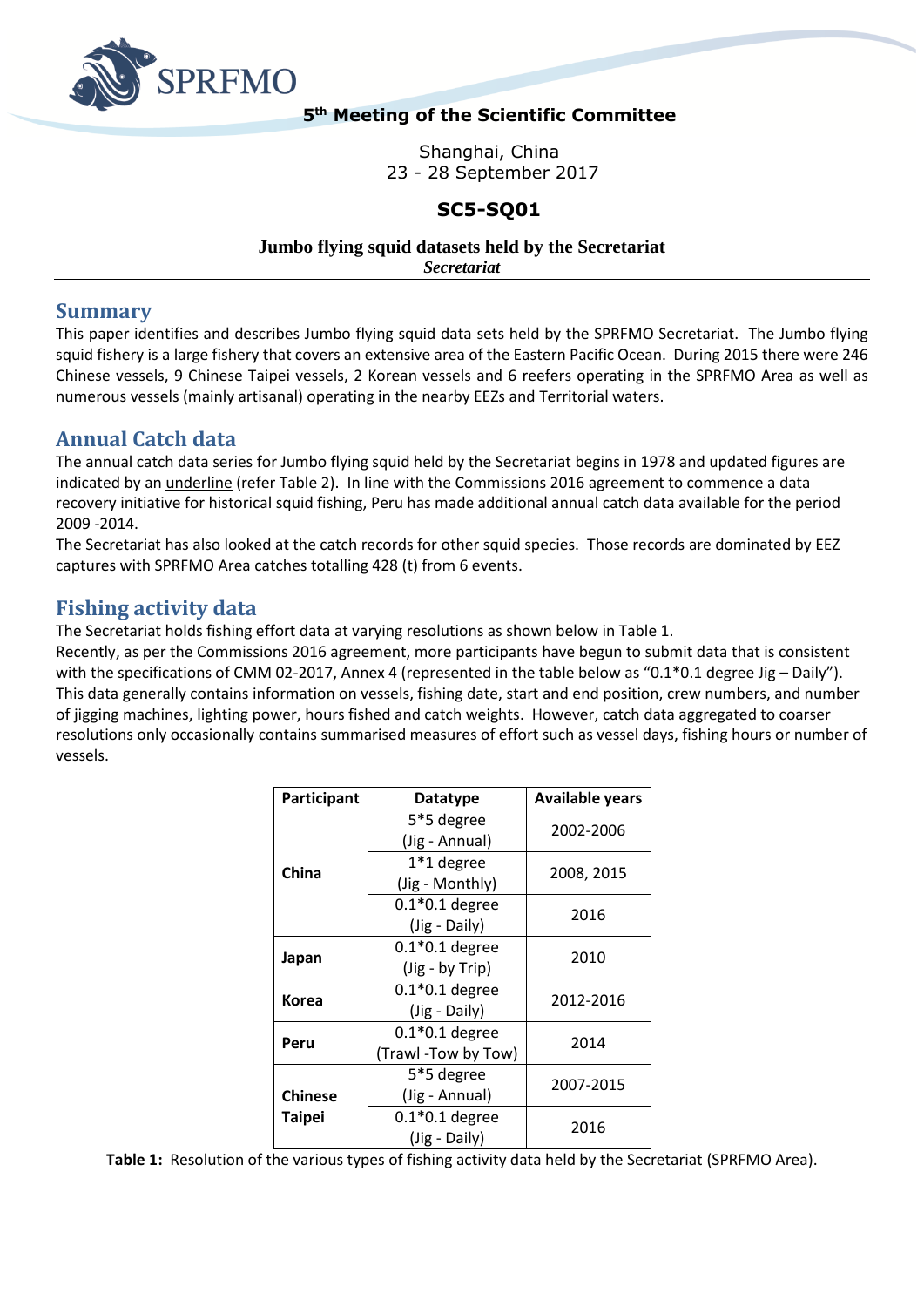SPRFMO

**5th Meeting of the Scientific Committee**

Shanghai, China
23 - 28 September 2017

# SC5-SQ01

**Jumbo flying squid datasets held by the Secretariat**
***Secretariat***

## Summary

This paper identifies and describes Jumbo flying squid data sets held by the SPRFMO Secretariat. The Jumbo flying squid fishery is a large fishery that covers an extensive area of the Eastern Pacific Ocean. During 2015 there were 246 Chinese vessels, 9 Chinese Taipei vessels, 2 Korean vessels and 6 reefers operating in the SPRFMO Area as well as numerous vessels (mainly artisanal) operating in the nearby EEZs and Territorial waters.

## Annual Catch data

The annual catch data series for Jumbo flying squid held by the Secretariat begins in 1978 and updated figures are indicated by an underline (refer Table 2). In line with the Commissions 2016 agreement to commence a data recovery initiative for historical squid fishing, Peru has made additional annual catch data available for the period 2009 -2014.

The Secretariat has also looked at the catch records for other squid species. Those records are dominated by EEZ captures with SPRFMO Area catches totalling 428 (t) from 6 events.

## Fishing activity data

The Secretariat holds fishing effort data at varying resolutions as shown below in Table 1.

Recently, as per the Commissions 2016 agreement, more participants have begun to submit data that is consistent with the specifications of CMM 02-2017, Annex 4 (represented in the table below as "0.1*0.1 degree Jig – Daily"). This data generally contains information on vessels, fishing date, start and end position, crew numbers, and number of jigging machines, lighting power, hours fished and catch weights. However, catch data aggregated to coarser resolutions only occasionally contains summarised measures of effort such as vessel days, fishing hours or number of vessels.

| Participant | Datatype | Available years |
|---|---|---|
| **China** | 5*5 degree (Jig - Annual) | 2002-2006 |
| | 1*1 degree (Jig - Monthly) | 2008, 2015 |
| | 0.1*0.1 degree (Jig - Daily) | 2016 |
| **Japan** | 0.1*0.1 degree (Jig - by Trip) | 2010 |
| **Korea** | 0.1*0.1 degree (Jig - Daily) | 2012-2016 |
| **Peru** | 0.1*0.1 degree (Trawl -Tow by Tow) | 2014 |
| **Chinese Taipei** | 5*5 degree (Jig - Annual) | 2007-2015 |
| | 0.1*0.1 degree (Jig - Daily) | 2016 |

**Table 1:** Resolution of the various types of fishing activity data held by the Secretariat (SPRFMO Area).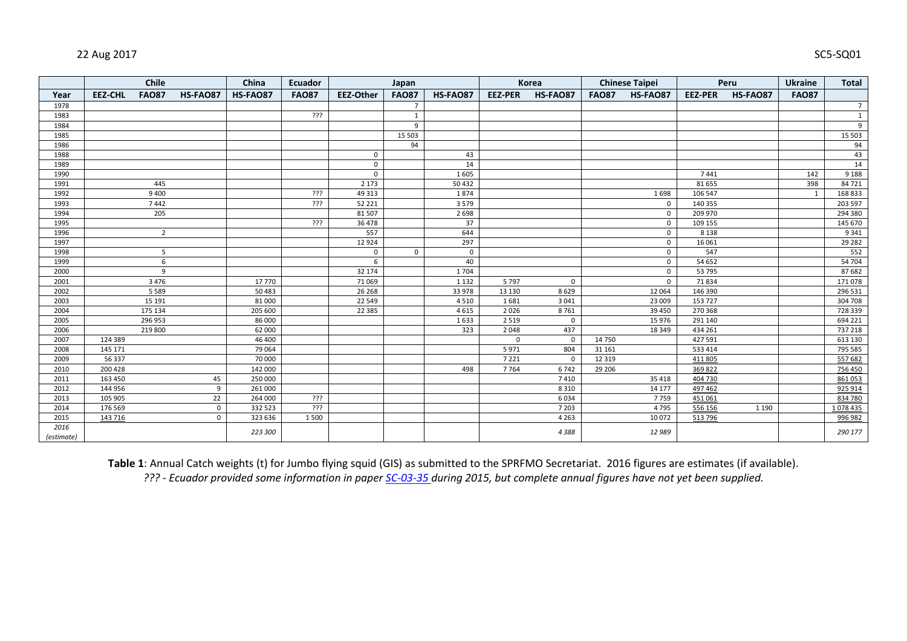| | Chile | | | China | Ecuador | Japan | | | Korea | | Chinese Taipei | | Peru | | Ukraine | Total |
|---|---|---|---|---|---|---|---|---|---|---|---|---|---|---|---|---|
| **Year** | **EEZ-CHL** | **FAO87** | **HS-FAO87** | **HS-FAO87** | **FAO87** | **EEZ-Other** | **FAO87** | **HS-FAO87** | **EEZ-PER** | **HS-FAO87** | **FAO87** | **HS-FAO87** | **EEZ-PER** | **HS-FAO87** | **FAO87** | |
| 1978 | | | | | | | 7 | | | | | | | | | 7 |
| 1983 | | | | | ??? | | 1 | | | | | | | | | 1 |
| 1984 | | | | | | | 9 | | | | | | | | | 9 |
| 1985 | | | | | | | 15 503 | | | | | | | | | 15 503 |
| 1986 | | | | | | | 94 | | | | | | | | | 94 |
| 1988 | | | | | | 0 | | 43 | | | | | | | | 43 |
| 1989 | | | | | | 0 | | 14 | | | | | | | | 14 |
| 1990 | | | | | | 0 | | 1 605 | | | | | 7 441 | | 142 | 9 188 |
| 1991 | | 445 | | | | 2 173 | | 50 432 | | | | | 81 655 | | 398 | 84 721 |
| 1992 | | 9 400 | | | ??? | 49 313 | | 1 874 | | | | 1 698 | 106 547 | | 1 | 168 833 |
| 1993 | | 7 442 | | | ??? | 52 221 | | 3 579 | | | | 0 | 140 355 | | | 203 597 |
| 1994 | | 205 | | | | 81 507 | | 2 698 | | | | 0 | 209 970 | | | 294 380 |
| 1995 | | | | | ??? | 36 478 | | 37 | | | | 0 | 109 155 | | | 145 670 |
| 1996 | | 2 | | | | 557 | | 644 | | | | 0 | 8 138 | | | 9 341 |
| 1997 | | | | | | 12 924 | | 297 | | | | 0 | 16 061 | | | 29 282 |
| 1998 | | 5 | | | | 0 | 0 | 0 | | | | 0 | 547 | | | 552 |
| 1999 | | 6 | | | | 6 | | 40 | | | | 0 | 54 652 | | | 54 704 |
| 2000 | | 9 | | | | 32 174 | | 1 704 | | | | 0 | 53 795 | | | 87 682 |
| 2001 | | 3 476 | | 17 770 | | 71 069 | | 1 132 | 5 797 | 0 | | 0 | 71 834 | | | 171 078 |
| 2002 | | 5 589 | | 50 483 | | 26 268 | | 33 978 | 13 130 | 8 629 | | 12 064 | 146 390 | | | 296 531 |
| 2003 | | 15 191 | | 81 000 | | 22 549 | | 4 510 | 1 681 | 3 041 | | 23 009 | 153 727 | | | 304 708 |
| 2004 | | 175 134 | | 205 600 | | 22 385 | | 4 615 | 2 026 | 8 761 | | 39 450 | 270 368 | | | 728 339 |
| 2005 | | 296 953 | | 86 000 | | | | 1 633 | 2 519 | 0 | | 15 976 | 291 140 | | | 694 221 |
| 2006 | | 219 800 | | 62 000 | | | | 323 | 2 048 | 437 | | 18 349 | 434 261 | | | 737 218 |
| 2007 | 124 389 | | | 46 400 | | | | | 0 | 0 | 14 750 | | 427 591 | | | 613 130 |
| 2008 | 145 171 | | | 79 064 | | | | | 5 971 | 804 | 31 161 | | 533 414 | | | 795 585 |
| 2009 | 56 337 | | | 70 000 | | | | | 7 221 | 0 | 12 319 | | 411 805 | | | 557 682 |
| 2010 | 200 428 | | | 142 000 | | | | 498 | 7 764 | 6 742 | 29 206 | | 369 822 | | | 756 450 |
| 2011 | 163 450 | | 45 | 250 000 | | | | | | 7 410 | | 35 418 | 404 730 | | | 861 053 |
| 2012 | 144 956 | | 9 | 261 000 | | | | | | 8 310 | | 14 177 | 497 462 | | | 925 914 |
| 2013 | 105 905 | | 22 | 264 000 | ??? | | | | | 6 034 | | 7 759 | 451 061 | | | 834 780 |
| 2014 | 176 569 | | 0 | 332 523 | ??? | | | | | 7 203 | | 4 795 | 556 156 | 1 190 | | 1 078 435 |
| 2015 | 143 716 | | 0 | 323 636 | 1 500 | | | | | 4 263 | | 10 072 | 513 796 | | | 996 982 |
| *2016 (estimate)* | | | | *223 300* | | | | | | *4 388* | | *12 989* | | | | *290 177* |

**Table 1**: Annual Catch weights (t) for Jumbo flying squid (GIS) as submitted to the SPRFMO Secretariat. 2016 figures are estimates (if available).
*??? - Ecuador provided some information in paper SC-03-35 during 2015, but complete annual figures have not yet been supplied.*